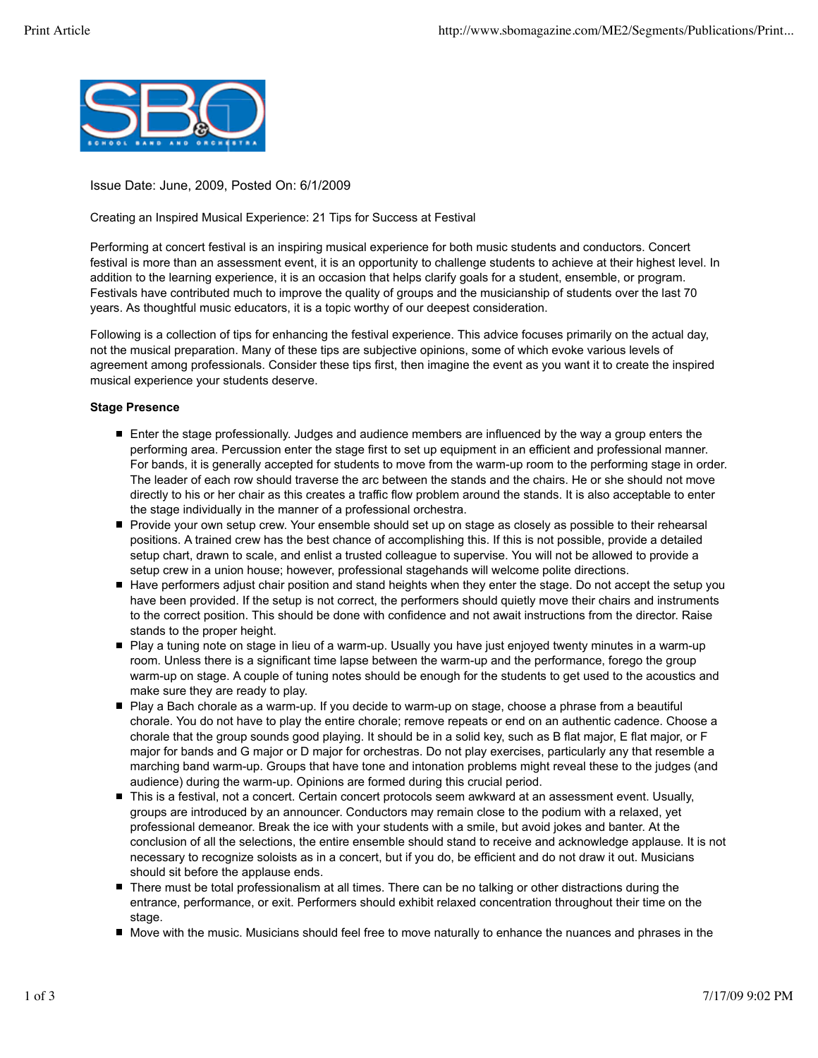Issue Date: June, 2009, Posted On: 6/1/2009

Creating an Inspired Musical Experience: 21 Tips for Success at Festival

Performing at concert festival is an inspiring musical experience for both music students and conductors. Concert festival is more than an assessment event, it is an opportunity to challenge students to achieve at their highest level. In addition to the learning experience, it is an occasion that helps clarify goals for a student, ensemble, or program. Festivals have contributed much to improve the quality of groups and the musicianship of students over the last 70 years. As thoughtful music educators, it is a topic worthy of our deepest consideration.

Following is a collection of tips for enhancing the festival experience. This advice focuses primarily on the actual day, not the musical preparation. Many of these tips are subjective opinions, some of which evoke various levels of agreement among professionals. Consider these tips first, then imagine the event as you want it to create the inspired musical experience your students deserve.

**Stage Presence**

- Enter the stage professionally. Judges and audience members are influenced by the way a group enters the performing area. Percussion enter the stage first to set up equipment in an efficient and professional manner. For bands, it is generally accepted for students to move from the warm-up room to the performing stage in order. The leader of each row should traverse the arc between the stands and the chairs. He or she should not move directly to his or her chair as this creates a traffic flow problem around the stands. It is also acceptable to enter the stage individually in the manner of a professional orchestra.
- Provide your own setup crew. Your ensemble should set up on stage as closely as possible to their rehearsal positions. A trained crew has the best chance of accomplishing this. If this is not possible, provide a detailed setup chart, drawn to scale, and enlist a trusted colleague to supervise. You will not be allowed to provide a setup crew in a union house; however, professional stagehands will welcome polite directions.
- Have performers adjust chair position and stand heights when they enter the stage. Do not accept the setup you have been provided. If the setup is not correct, the performers should quietly move their chairs and instruments to the correct position. This should be done with confidence and not await instructions from the director. Raise stands to the proper height.
- Play a tuning note on stage in lieu of a warm-up. Usually you have just enjoyed twenty minutes in a warm-up room. Unless there is a significant time lapse between the warm-up and the performance, forego the group warm-up on stage. A couple of tuning notes should be enough for the students to get used to the acoustics and make sure they are ready to play.
- Play a Bach chorale as a warm-up. If you decide to warm-up on stage, choose a phrase from a beautiful chorale. You do not have to play the entire chorale; remove repeats or end on an authentic cadence. Choose a chorale that the group sounds good playing. It should be in a solid key, such as B flat major, E flat major, or F major for bands and G major or D major for orchestras. Do not play exercises, particularly any that resemble a marching band warm-up. Groups that have tone and intonation problems might reveal these to the judges (and audience) during the warm-up. Opinions are formed during this crucial period.
- This is a festival, not a concert. Certain concert protocols seem awkward at an assessment event. Usually, groups are introduced by an announcer. Conductors may remain close to the podium with a relaxed, yet professional demeanor. Break the ice with your students with a smile, but avoid jokes and banter. At the conclusion of all the selections, the entire ensemble should stand to receive and acknowledge applause. It is not necessary to recognize soloists as in a concert, but if you do, be efficient and do not draw it out. Musicians should sit before the applause ends.
- There must be total professionalism at all times. There can be no talking or other distractions during the entrance, performance, or exit. Performers should exhibit relaxed concentration throughout their time on the stage.
- Move with the music. Musicians should feel free to move naturally to enhance the nuances and phrases in the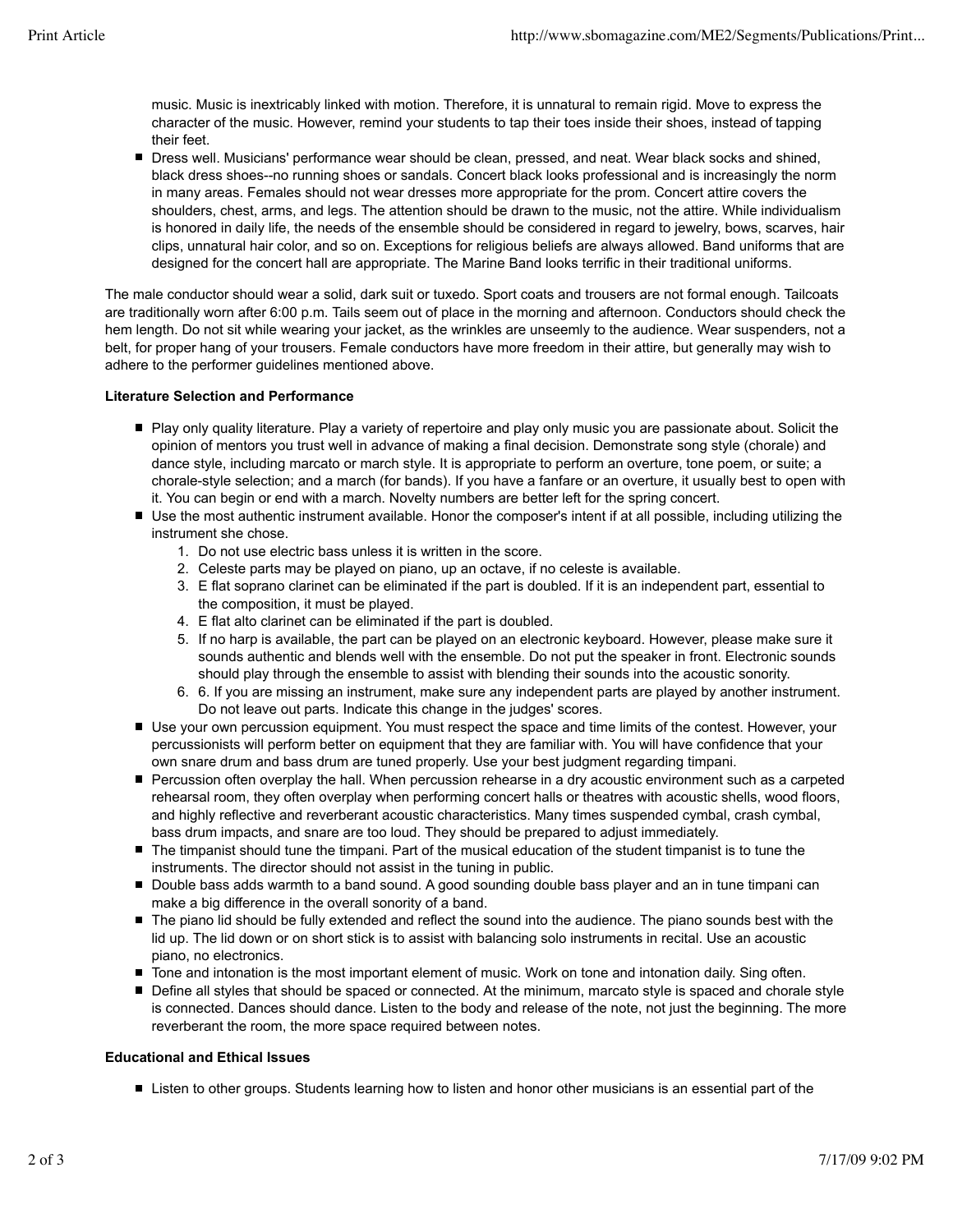music. Music is inextricably linked with motion. Therefore, it is unnatural to remain rigid. Move to express the character of the music. However, remind your students to tap their toes inside their shoes, instead of tapping their feet.

- Dress well. Musicians' performance wear should be clean, pressed, and neat. Wear black socks and shined, black dress shoes--no running shoes or sandals. Concert black looks professional and is increasingly the norm in many areas. Females should not wear dresses more appropriate for the prom. Concert attire covers the shoulders, chest, arms, and legs. The attention should be drawn to the music, not the attire. While individualism is honored in daily life, the needs of the ensemble should be considered in regard to jewelry, bows, scarves, hair clips, unnatural hair color, and so on. Exceptions for religious beliefs are always allowed. Band uniforms that are designed for the concert hall are appropriate. The Marine Band looks terrific in their traditional uniforms.

The male conductor should wear a solid, dark suit or tuxedo. Sport coats and trousers are not formal enough. Tailcoats are traditionally worn after 6:00 p.m. Tails seem out of place in the morning and afternoon. Conductors should check the hem length. Do not sit while wearing your jacket, as the wrinkles are unseemly to the audience. Wear suspenders, not a belt, for proper hang of your trousers. Female conductors have more freedom in their attire, but generally may wish to adhere to the performer guidelines mentioned above.

**Literature Selection and Performance**

- Play only quality literature. Play a variety of repertoire and play only music you are passionate about. Solicit the opinion of mentors you trust well in advance of making a final decision. Demonstrate song style (chorale) and dance style, including marcato or march style. It is appropriate to perform an overture, tone poem, or suite; a chorale-style selection; and a march (for bands). If you have a fanfare or an overture, it usually best to open with it. You can begin or end with a march. Novelty numbers are better left for the spring concert.
- Use the most authentic instrument available. Honor the composer's intent if at all possible, including utilizing the instrument she chose.
    1. Do not use electric bass unless it is written in the score.
    2. Celeste parts may be played on piano, up an octave, if no celeste is available.
    3. E flat soprano clarinet can be eliminated if the part is doubled. If it is an independent part, essential to the composition, it must be played.
    4. E flat alto clarinet can be eliminated if the part is doubled.
    5. If no harp is available, the part can be played on an electronic keyboard. However, please make sure it sounds authentic and blends well with the ensemble. Do not put the speaker in front. Electronic sounds should play through the ensemble to assist with blending their sounds into the acoustic sonority.
    6. 6. If you are missing an instrument, make sure any independent parts are played by another instrument. Do not leave out parts. Indicate this change in the judges' scores.
- Use your own percussion equipment. You must respect the space and time limits of the contest. However, your percussionists will perform better on equipment that they are familiar with. You will have confidence that your own snare drum and bass drum are tuned properly. Use your best judgment regarding timpani.
- Percussion often overplay the hall. When percussion rehearse in a dry acoustic environment such as a carpeted rehearsal room, they often overplay when performing concert halls or theatres with acoustic shells, wood floors, and highly reflective and reverberant acoustic characteristics. Many times suspended cymbal, crash cymbal, bass drum impacts, and snare are too loud. They should be prepared to adjust immediately.
- The timpanist should tune the timpani. Part of the musical education of the student timpanist is to tune the instruments. The director should not assist in the tuning in public.
- Double bass adds warmth to a band sound. A good sounding double bass player and an in tune timpani can make a big difference in the overall sonority of a band.
- The piano lid should be fully extended and reflect the sound into the audience. The piano sounds best with the lid up. The lid down or on short stick is to assist with balancing solo instruments in recital. Use an acoustic piano, no electronics.
- Tone and intonation is the most important element of music. Work on tone and intonation daily. Sing often.
- Define all styles that should be spaced or connected. At the minimum, marcato style is spaced and chorale style is connected. Dances should dance. Listen to the body and release of the note, not just the beginning. The more reverberant the room, the more space required between notes.

**Educational and Ethical Issues**

- Listen to other groups. Students learning how to listen and honor other musicians is an essential part of the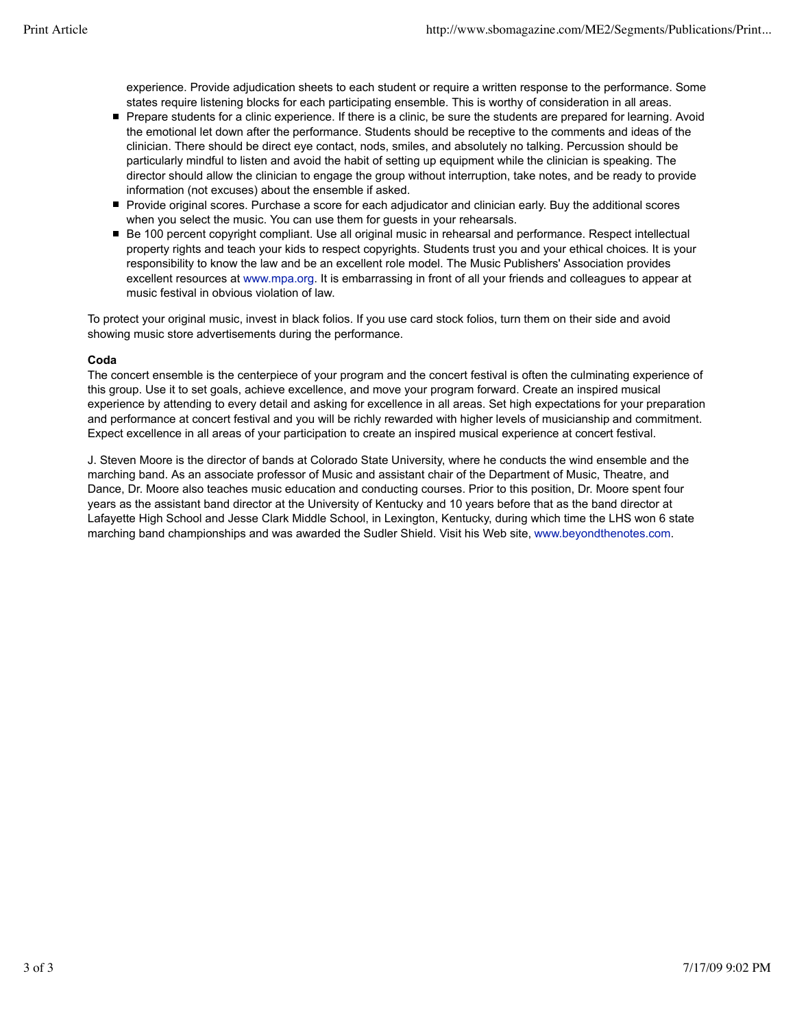experience. Provide adjudication sheets to each student or require a written response to the performance. Some states require listening blocks for each participating ensemble. This is worthy of consideration in all areas.

- Prepare students for a clinic experience. If there is a clinic, be sure the students are prepared for learning. Avoid the emotional let down after the performance. Students should be receptive to the comments and ideas of the clinician. There should be direct eye contact, nods, smiles, and absolutely no talking. Percussion should be particularly mindful to listen and avoid the habit of setting up equipment while the clinician is speaking. The director should allow the clinician to engage the group without interruption, take notes, and be ready to provide information (not excuses) about the ensemble if asked.
- Provide original scores. Purchase a score for each adjudicator and clinician early. Buy the additional scores when you select the music. You can use them for guests in your rehearsals.
- Be 100 percent copyright compliant. Use all original music in rehearsal and performance. Respect intellectual property rights and teach your kids to respect copyrights. Students trust you and your ethical choices. It is your responsibility to know the law and be an excellent role model. The Music Publishers' Association provides excellent resources at www.mpa.org. It is embarrassing in front of all your friends and colleagues to appear at music festival in obvious violation of law.

To protect your original music, invest in black folios. If you use card stock folios, turn them on their side and avoid showing music store advertisements during the performance.

**Coda**

The concert ensemble is the centerpiece of your program and the concert festival is often the culminating experience of this group. Use it to set goals, achieve excellence, and move your program forward. Create an inspired musical experience by attending to every detail and asking for excellence in all areas. Set high expectations for your preparation and performance at concert festival and you will be richly rewarded with higher levels of musicianship and commitment. Expect excellence in all areas of your participation to create an inspired musical experience at concert festival.

J. Steven Moore is the director of bands at Colorado State University, where he conducts the wind ensemble and the marching band. As an associate professor of Music and assistant chair of the Department of Music, Theatre, and Dance, Dr. Moore also teaches music education and conducting courses. Prior to this position, Dr. Moore spent four years as the assistant band director at the University of Kentucky and 10 years before that as the band director at Lafayette High School and Jesse Clark Middle School, in Lexington, Kentucky, during which time the LHS won 6 state marching band championships and was awarded the Sudler Shield. Visit his Web site, www.beyondthenotes.com.